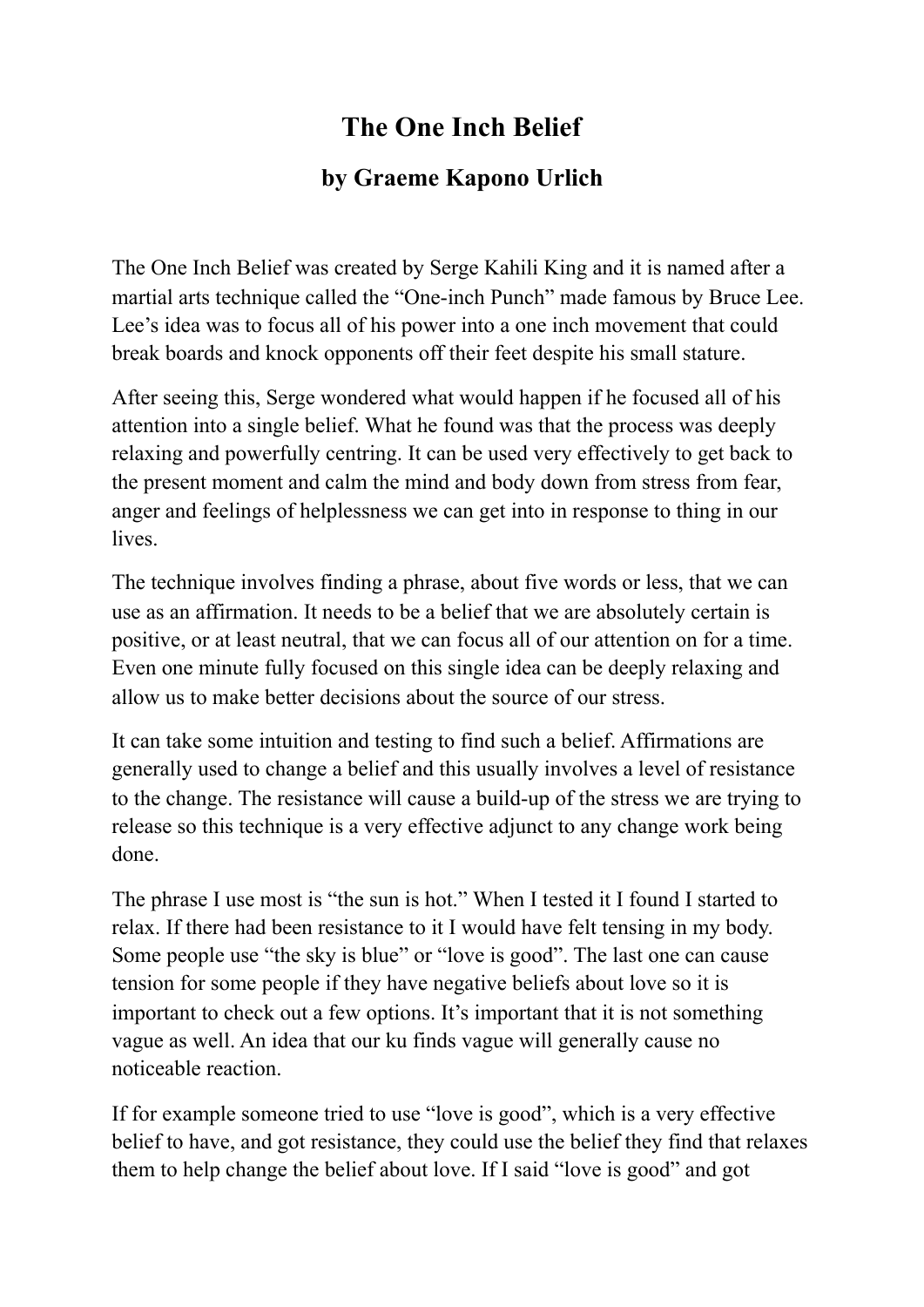# The One Inch Belief

## by Graeme Kapono Urlich

The One Inch Belief was created by Serge Kahili King and it is named after a martial arts technique called the "One-inch Punch" made famous by Bruce Lee. Lee's idea was to focus all of his power into a one inch movement that could break boards and knock opponents off their feet despite his small stature.

After seeing this, Serge wondered what would happen if he focused all of his attention into a single belief. What he found was that the process was deeply relaxing and powerfully centring. It can be used very effectively to get back to the present moment and calm the mind and body down from stress from fear, anger and feelings of helplessness we can get into in response to thing in our lives.

The technique involves finding a phrase, about five words or less, that we can use as an affirmation. It needs to be a belief that we are absolutely certain is positive, or at least neutral, that we can focus all of our attention on for a time. Even one minute fully focused on this single idea can be deeply relaxing and allow us to make better decisions about the source of our stress.

It can take some intuition and testing to find such a belief. Affirmations are generally used to change a belief and this usually involves a level of resistance to the change. The resistance will cause a build-up of the stress we are trying to release so this technique is a very effective adjunct to any change work being done.

The phrase I use most is "the sun is hot." When I tested it I found I started to relax. If there had been resistance to it I would have felt tensing in my body. Some people use "the sky is blue" or "love is good". The last one can cause tension for some people if they have negative beliefs about love so it is important to check out a few options. It's important that it is not something vague as well. An idea that our ku finds vague will generally cause no noticeable reaction.

If for example someone tried to use "love is good", which is a very effective belief to have, and got resistance, they could use the belief they find that relaxes them to help change the belief about love. If I said "love is good" and got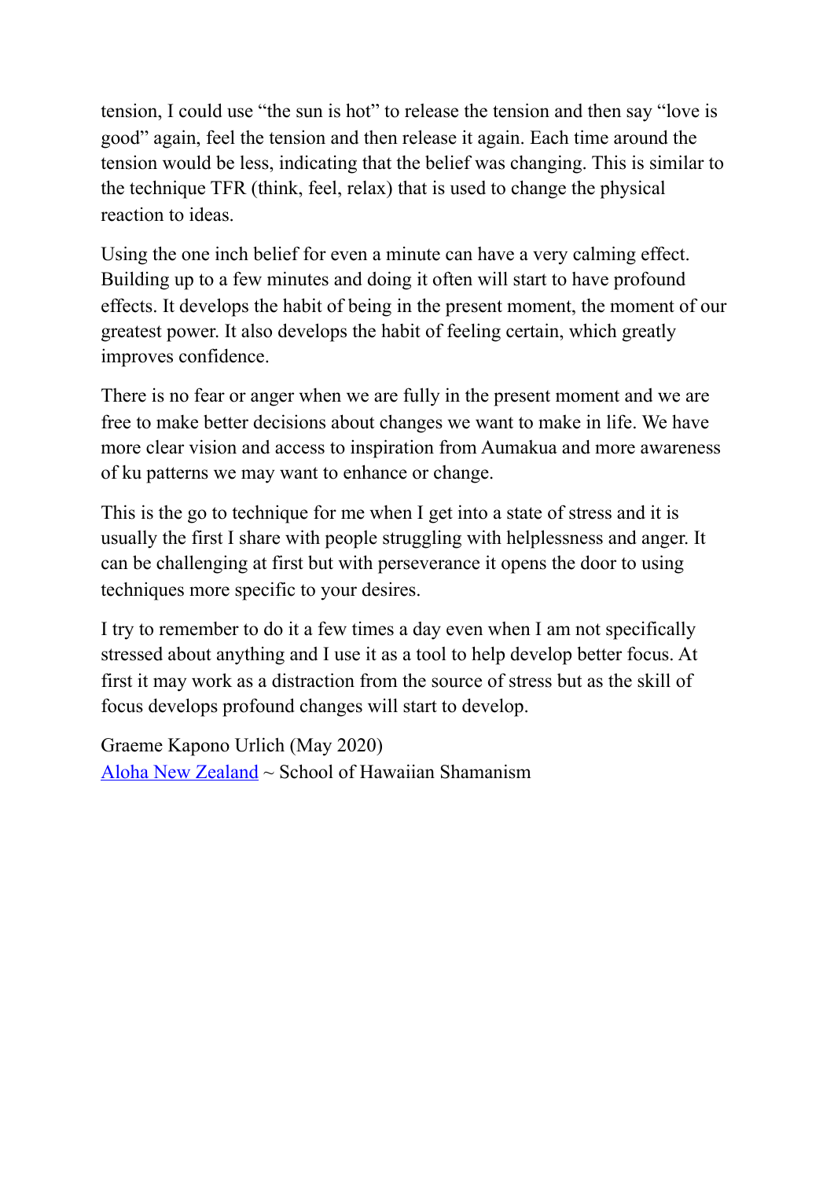tension, I could use "the sun is hot" to release the tension and then say "love is good" again, feel the tension and then release it again. Each time around the tension would be less, indicating that the belief was changing. This is similar to the technique TFR (think, feel, relax) that is used to change the physical reaction to ideas.

Using the one inch belief for even a minute can have a very calming effect. Building up to a few minutes and doing it often will start to have profound effects. It develops the habit of being in the present moment, the moment of our greatest power. It also develops the habit of feeling certain, which greatly improves confidence.

There is no fear or anger when we are fully in the present moment and we are free to make better decisions about changes we want to make in life. We have more clear vision and access to inspiration from Aumakua and more awareness of ku patterns we may want to enhance or change.

This is the go to technique for me when I get into a state of stress and it is usually the first I share with people struggling with helplessness and anger. It can be challenging at first but with perseverance it opens the door to using techniques more specific to your desires.

I try to remember to do it a few times a day even when I am not specifically stressed about anything and I use it as a tool to help develop better focus. At first it may work as a distraction from the source of stress but as the skill of focus develops profound changes will start to develop.

Graeme Kapono Urlich (May 2020)
Aloha New Zealand ~ School of Hawaiian Shamanism